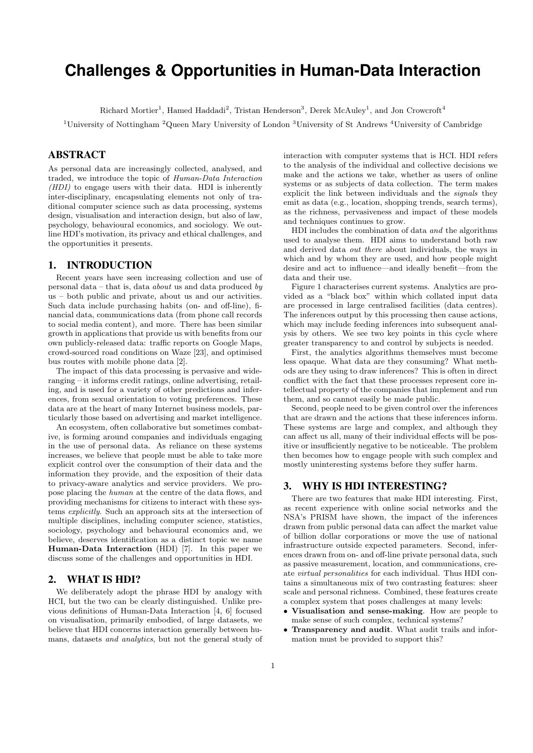# Challenges & Opportunities in Human-Data Interaction

Richard Mortier[1], Hamed Haddadi[2], Tristan Henderson[3], Derek McAuley[1], and Jon Crowcroft[4]

[1]University of Nottingham [2]Queen Mary University of London [3]University of St Andrews [4]University of Cambridge

## ABSTRACT

As personal data are increasingly collected, analysed, and traded, we introduce the topic of *Human-Data Interaction (HDI)* to engage users with their data. HDI is inherently inter-disciplinary, encapsulating elements not only of traditional computer science such as data processing, systems design, visualisation and interaction design, but also of law, psychology, behavioural economics, and sociology. We outline HDI's motivation, its privacy and ethical challenges, and the opportunities it presents.

## 1. INTRODUCTION

Recent years have seen increasing collection and use of personal data – that is, data *about* us and data produced *by* us – both public and private, about us and our activities. Such data include purchasing habits (on- and off-line), financial data, communications data (from phone call records to social media content), and more. There has been similar growth in applications that provide us with benefits from our own publicly-released data: traffic reports on Google Maps, crowd-sourced road conditions on Waze [23], and optimised bus routes with mobile phone data [2].

The impact of this data processing is pervasive and wide-ranging – it informs credit ratings, online advertising, retailing, and is used for a variety of other predictions and inferences, from sexual orientation to voting preferences. These data are at the heart of many Internet business models, particularly those based on advertising and market intelligence.

An ecosystem, often collaborative but sometimes combative, is forming around companies and individuals engaging in the use of personal data. As reliance on these systems increases, we believe that people must be able to take more explicit control over the consumption of their data and the information they provide, and the exposition of their data to privacy-aware analytics and service providers. We propose placing the *human* at the centre of the data flows, and providing mechanisms for citizens to interact with these systems *explicitly*. Such an approach sits at the intersection of multiple disciplines, including computer science, statistics, sociology, psychology and behavioural economics and, we believe, deserves identification as a distinct topic we name **Human-Data Interaction** (HDI) [7]. In this paper we discuss some of the challenges and opportunities in HDI.

## 2. WHAT IS HDI?

We deliberately adopt the phrase HDI by analogy with HCI, but the two can be clearly distinguished. Unlike previous definitions of Human-Data Interaction [4, 6] focused on visualisation, primarily embodied, of large datasets, we believe that HDI concerns interaction generally between humans, datasets *and analytics*, but not the general study of interaction with computer systems that is HCI. HDI refers to the analysis of the individual and collective decisions we make and the actions we take, whether as users of online systems or as subjects of data collection. The term makes explicit the link between individuals and the *signals* they emit as data (e.g., location, shopping trends, search terms), as the richness, pervasiveness and impact of these models and techniques continues to grow.

HDI includes the combination of data *and* the algorithms used to analyse them. HDI aims to understand both raw and derived data *out there* about individuals, the ways in which and by whom they are used, and how people might desire and act to influence—and ideally benefit—from the data and their use.

Figure 1 characterises current systems. Analytics are provided as a "black box" within which collated input data are processed in large centralised facilities (data centres). The inferences output by this processing then cause actions, which may include feeding inferences into subsequent analysis by others. We see two key points in this cycle where greater transparency to and control by subjects is needed.

First, the analytics algorithms themselves must become less opaque. What data are they consuming? What methods are they using to draw inferences? This is often in direct conflict with the fact that these processes represent core intellectual property of the companies that implement and run them, and so cannot easily be made public.

Second, people need to be given control over the inferences that are drawn and the actions that these inferences inform. These systems are large and complex, and although they can affect us all, many of their individual effects will be positive or insufficiently negative to be noticeable. The problem then becomes how to engage people with such complex and mostly uninteresting systems before they suffer harm.

## 3. WHY IS HDI INTERESTING?

There are two features that make HDI interesting. First, as recent experience with online social networks and the NSA's PRISM have shown, the impact of the inferences drawn from public personal data can affect the market value of billion dollar corporations or move the use of national infrastructure outside expected parameters. Second, inferences drawn from on- and off-line private personal data, such as passive measurement, location, and communications, create *virtual personalities* for each individual. Thus HDI contains a simultaneous mix of two contrasting features: sheer scale and personal richness. Combined, these features create a complex system that poses challenges at many levels:

- **Visualisation and sense-making**. How are people to make sense of such complex, technical systems?
- **Transparency and audit**. What audit trails and information must be provided to support this?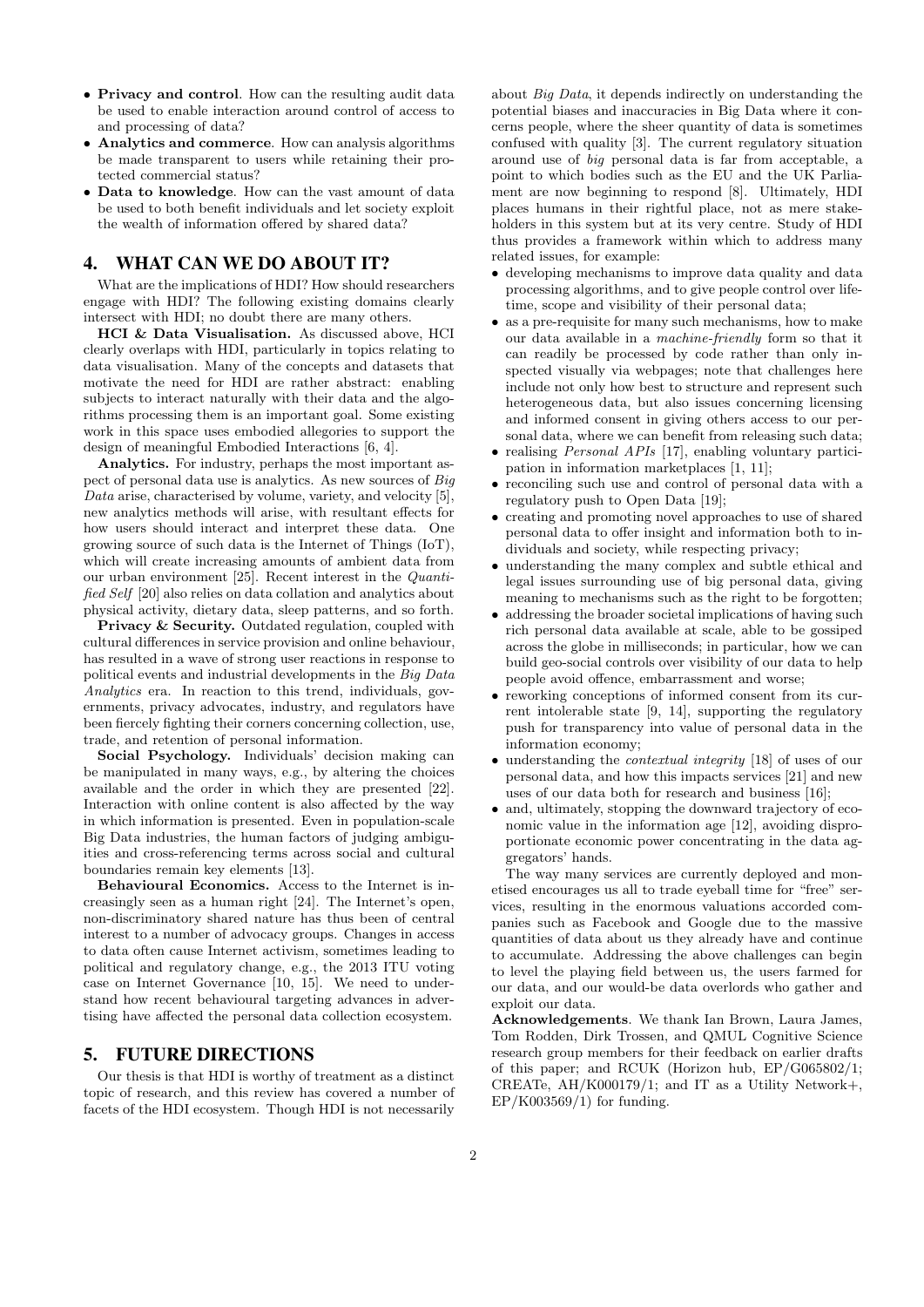- **Privacy and control**. How can the resulting audit data be used to enable interaction around control of access to and processing of data?
- **Analytics and commerce**. How can analysis algorithms be made transparent to users while retaining their protected commercial status?
- **Data to knowledge**. How can the vast amount of data be used to both benefit individuals and let society exploit the wealth of information offered by shared data?

## 4. WHAT CAN WE DO ABOUT IT?

What are the implications of HDI? How should researchers engage with HDI? The following existing domains clearly intersect with HDI; no doubt there are many others.

**HCI & Data Visualisation.** As discussed above, HCI clearly overlaps with HDI, particularly in topics relating to data visualisation. Many of the concepts and datasets that motivate the need for HDI are rather abstract: enabling subjects to interact naturally with their data and the algorithms processing them is an important goal. Some existing work in this space uses embodied allegories to support the design of meaningful Embodied Interactions [6, 4].

**Analytics.** For industry, perhaps the most important aspect of personal data use is analytics. As new sources of *Big Data* arise, characterised by volume, variety, and velocity [5], new analytics methods will arise, with resultant effects for how users should interact and interpret these data. One growing source of such data is the Internet of Things (IoT), which will create increasing amounts of ambient data from our urban environment [25]. Recent interest in the *Quantified Self* [20] also relies on data collation and analytics about physical activity, dietary data, sleep patterns, and so forth.

**Privacy & Security.** Outdated regulation, coupled with cultural differences in service provision and online behaviour, has resulted in a wave of strong user reactions in response to political events and industrial developments in the *Big Data Analytics* era. In reaction to this trend, individuals, governments, privacy advocates, industry, and regulators have been fiercely fighting their corners concerning collection, use, trade, and retention of personal information.

**Social Psychology.** Individuals' decision making can be manipulated in many ways, e.g., by altering the choices available and the order in which they are presented [22]. Interaction with online content is also affected by the way in which information is presented. Even in population-scale Big Data industries, the human factors of judging ambiguities and cross-referencing terms across social and cultural boundaries remain key elements [13].

**Behavioural Economics.** Access to the Internet is increasingly seen as a human right [24]. The Internet's open, non-discriminatory shared nature has thus been of central interest to a number of advocacy groups. Changes in access to data often cause Internet activism, sometimes leading to political and regulatory change, e.g., the 2013 ITU voting case on Internet Governance [10, 15]. We need to understand how recent behavioural targeting advances in advertising have affected the personal data collection ecosystem.

## 5. FUTURE DIRECTIONS

Our thesis is that HDI is worthy of treatment as a distinct topic of research, and this review has covered a number of facets of the HDI ecosystem. Though HDI is not necessarily about *Big Data*, it depends indirectly on understanding the potential biases and inaccuracies in Big Data where it concerns people, where the sheer quantity of data is sometimes confused with quality [3]. The current regulatory situation around use of *big* personal data is far from acceptable, a point to which bodies such as the EU and the UK Parliament are now beginning to respond [8]. Ultimately, HDI places humans in their rightful place, not as mere stakeholders in this system but at its very centre. Study of HDI thus provides a framework within which to address many related issues, for example:

- developing mechanisms to improve data quality and data processing algorithms, and to give people control over lifetime, scope and visibility of their personal data;
- as a pre-requisite for many such mechanisms, how to make our data available in a *machine-friendly* form so that it can readily be processed by code rather than only inspected visually via webpages; note that challenges here include not only how best to structure and represent such heterogeneous data, but also issues concerning licensing and informed consent in giving others access to our personal data, where we can benefit from releasing such data;
- realising *Personal APIs* [17], enabling voluntary participation in information marketplaces [1, 11];
- reconciling such use and control of personal data with a regulatory push to Open Data [19];
- creating and promoting novel approaches to use of shared personal data to offer insight and information both to individuals and society, while respecting privacy;
- understanding the many complex and subtle ethical and legal issues surrounding use of big personal data, giving meaning to mechanisms such as the right to be forgotten;
- addressing the broader societal implications of having such rich personal data available at scale, able to be gossiped across the globe in milliseconds; in particular, how we can build geo-social controls over visibility of our data to help people avoid offence, embarrassment and worse;
- reworking conceptions of informed consent from its current intolerable state [9, 14], supporting the regulatory push for transparency into value of personal data in the information economy;
- understanding the *contextual integrity* [18] of uses of our personal data, and how this impacts services [21] and new uses of our data both for research and business [16];
- and, ultimately, stopping the downward trajectory of economic value in the information age [12], avoiding disproportionate economic power concentrating in the data aggregators' hands.

The way many services are currently deployed and monetised encourages us all to trade eyeball time for "free" services, resulting in the enormous valuations accorded companies such as Facebook and Google due to the massive quantities of data about us they already have and continue to accumulate. Addressing the above challenges can begin to level the playing field between us, the users farmed for our data, and our would-be data overlords who gather and exploit our data.

**Acknowledgements**. We thank Ian Brown, Laura James, Tom Rodden, Dirk Trossen, and QMUL Cognitive Science research group members for their feedback on earlier drafts of this paper; and RCUK (Horizon hub, EP/G065802/1; CREATe, AH/K000179/1; and IT as a Utility Network+, EP/K003569/1) for funding.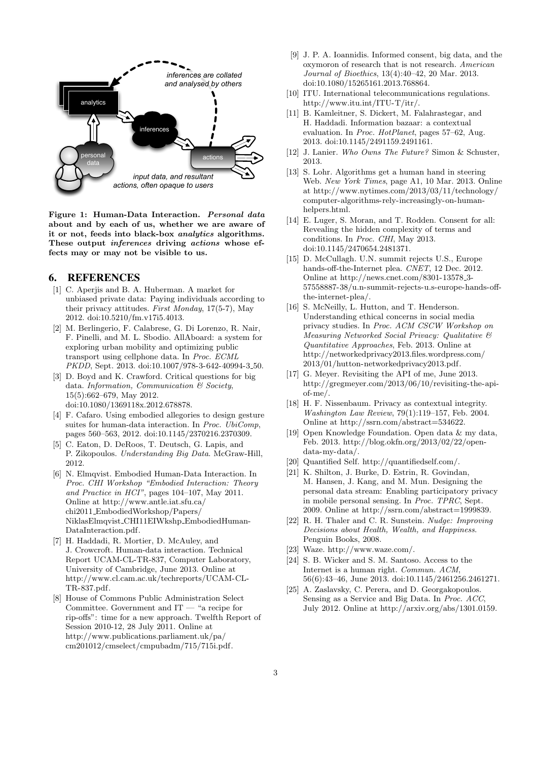inferences are collated
and analysed by others

analytics

inferences

personal
data

actions

input data, and resultant
actions, often opaque to users

**Figure 1: Human-Data Interaction.** ***Personal data*** **about and by each of us, whether we are aware of it or not, feeds into black-box** ***analytics*** **algorithms. These output** ***inferences*** **driving** ***actions*** **whose effects may or may not be visible to us.**

## 6. REFERENCES

[1] C. Aperjis and B. A. Huberman. A market for unbiased private data: Paying individuals according to their privacy attitudes. *First Monday*, 17(5-7), May 2012. doi:10.5210/fm.v17i5.4013.

[2] M. Berlingerio, F. Calabrese, G. Di Lorenzo, R. Nair, F. Pinelli, and M. L. Sbodio. AllAboard: a system for exploring urban mobility and optimizing public transport using cellphone data. In *Proc. ECML PKDD*, Sept. 2013. doi:10.1007/978-3-642-40994-3_50.

[3] D. Boyd and K. Crawford. Critical questions for big data. *Information, Communication & Society*, 15(5):662–679, May 2012. doi:10.1080/1369118x.2012.678878.

[4] F. Cafaro. Using embodied allegories to design gesture suites for human-data interaction. In *Proc. UbiComp*, pages 560–563, 2012. doi:10.1145/2370216.2370309.

[5] C. Eaton, D. DeRoos, T. Deutsch, G. Lapis, and P. Zikopoulos. *Understanding Big Data*. McGraw-Hill, 2012.

[6] N. Elmqvist. Embodied Human-Data Interaction. In *Proc. CHI Workshop "Embodied Interaction: Theory and Practice in HCI"*, pages 104–107, May 2011. Online at http://www.antle.iat.sfu.ca/chi2011_EmbodiedWorkshop/Papers/NiklasElmqvist_CHI11EIWkshp_EmbodiedHuman-DataInteraction.pdf.

[7] H. Haddadi, R. Mortier, D. McAuley, and J. Crowcroft. Human-data interaction. Technical Report UCAM-CL-TR-837, Computer Laboratory, University of Cambridge, June 2013. Online at http://www.cl.cam.ac.uk/techreports/UCAM-CL-TR-837.pdf.

[8] House of Commons Public Administration Select Committee. Government and IT — "a recipe for rip-offs": time for a new approach. Twelfth Report of Session 2010-12, 28 July 2011. Online at http://www.publications.parliament.uk/pa/cm201012/cmselect/cmpubadm/715/715i.pdf.

[9] J. P. A. Ioannidis. Informed consent, big data, and the oxymoron of research that is not research. *American Journal of Bioethics*, 13(4):40–42, 20 Mar. 2013. doi:10.1080/15265161.2013.768864.

[10] ITU. International telecommunications regulations. http://www.itu.int/ITU-T/itr/.

[11] B. Kamleitner, S. Dickert, M. Falahrastegar, and H. Haddadi. Information bazaar: a contextual evaluation. In *Proc. HotPlanet*, pages 57–62, Aug. 2013. doi:10.1145/2491159.2491161.

[12] J. Lanier. *Who Owns The Future?* Simon & Schuster, 2013.

[13] S. Lohr. Algorithms get a human hand in steering Web. *New York Times*, page A1, 10 Mar. 2013. Online at http://www.nytimes.com/2013/03/11/technology/computer-algorithms-rely-increasingly-on-human-helpers.html.

[14] E. Luger, S. Moran, and T. Rodden. Consent for all: Revealing the hidden complexity of terms and conditions. In *Proc. CHI*, May 2013. doi:10.1145/2470654.2481371.

[15] D. McCullagh. U.N. summit rejects U.S., Europe hands-off-the-Internet plea. *CNET*, 12 Dec. 2012. Online at http://news.cnet.com/8301-13578_3-57558887-38/u.n-summit-rejects-u.s-europe-hands-off-the-internet-plea/.

[16] S. McNeilly, L. Hutton, and T. Henderson. Understanding ethical concerns in social media privacy studies. In *Proc. ACM CSCW Workshop on Measuring Networked Social Privacy: Qualitative & Quantitative Approaches*, Feb. 2013. Online at http://networkedprivacy2013.files.wordpress.com/2013/01/hutton-networkedprivacy2013.pdf.

[17] G. Meyer. Revisiting the API of me, June 2013. http://gregmeyer.com/2013/06/10/revisiting-the-api-of-me/.

[18] H. F. Nissenbaum. Privacy as contextual integrity. *Washington Law Review*, 79(1):119–157, Feb. 2004. Online at http://ssrn.com/abstract=534622.

[19] Open Knowledge Foundation. Open data & my data, Feb. 2013. http://blog.okfn.org/2013/02/22/open-data-my-data/.

[20] Quantified Self. http://quantifiedself.com/.

[21] K. Shilton, J. Burke, D. Estrin, R. Govindan, M. Hansen, J. Kang, and M. Mun. Designing the personal data stream: Enabling participatory privacy in mobile personal sensing. In *Proc. TPRC*, Sept. 2009. Online at http://ssrn.com/abstract=1999839.

[22] R. H. Thaler and C. R. Sunstein. *Nudge: Improving Decisions about Health, Wealth, and Happiness.* Penguin Books, 2008.

[23] Waze. http://www.waze.com/.

[24] S. B. Wicker and S. M. Santoso. Access to the Internet is a human right. *Commun. ACM*, 56(6):43–46, June 2013. doi:10.1145/2461256.2461271.

[25] A. Zaslavsky, C. Perera, and D. Georgakopoulos. Sensing as a Service and Big Data. In *Proc. ACC*, July 2012. Online at http://arxiv.org/abs/1301.0159.